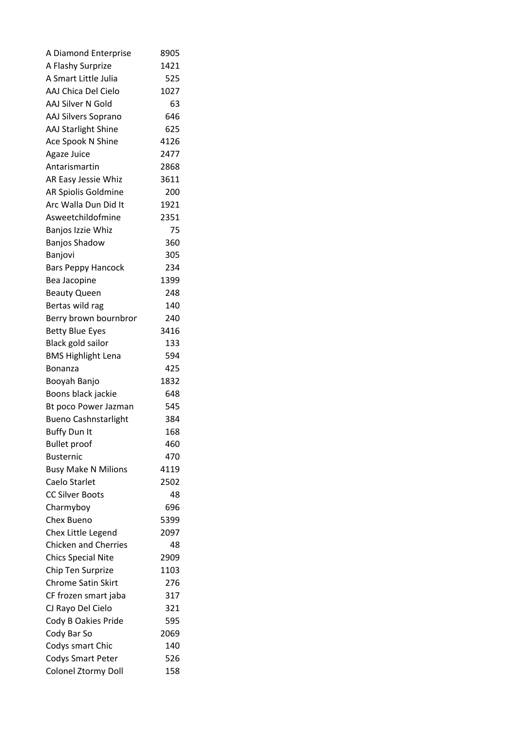| | |
|---|---|
| A Diamond Enterprise | 8905 |
| A Flashy Surprize | 1421 |
| A Smart Little Julia | 525 |
| AAJ Chica Del Cielo | 1027 |
| AAJ Silver N Gold | 63 |
| AAJ Silvers Soprano | 646 |
| AAJ Starlight Shine | 625 |
| Ace Spook N Shine | 4126 |
| Agaze Juice | 2477 |
| Antarismartin | 2868 |
| AR Easy Jessie Whiz | 3611 |
| AR Spiolis Goldmine | 200 |
| Arc Walla Dun Did It | 1921 |
| Asweetchildofmine | 2351 |
| Banjos Izzie Whiz | 75 |
| Banjos Shadow | 360 |
| Banjovi | 305 |
| Bars Peppy Hancock | 234 |
| Bea Jacopine | 1399 |
| Beauty Queen | 248 |
| Bertas wild rag | 140 |
| Berry brown bournbror | 240 |
| Betty Blue Eyes | 3416 |
| Black gold sailor | 133 |
| BMS Highlight Lena | 594 |
| Bonanza | 425 |
| Booyah Banjo | 1832 |
| Boons black jackie | 648 |
| Bt poco Power Jazman | 545 |
| Bueno Cashnstarlight | 384 |
| Buffy Dun It | 168 |
| Bullet proof | 460 |
| Busternic | 470 |
| Busy Make N Milions | 4119 |
| Caelo Starlet | 2502 |
| CC Silver Boots | 48 |
| Charmyboy | 696 |
| Chex Bueno | 5399 |
| Chex Little Legend | 2097 |
| Chicken and Cherries | 48 |
| Chics Special Nite | 2909 |
| Chip Ten Surprize | 1103 |
| Chrome Satin Skirt | 276 |
| CF frozen smart jaba | 317 |
| CJ Rayo Del Cielo | 321 |
| Cody B Oakies Pride | 595 |
| Cody Bar So | 2069 |
| Codys smart Chic | 140 |
| Codys Smart Peter | 526 |
| Colonel Ztormy Doll | 158 |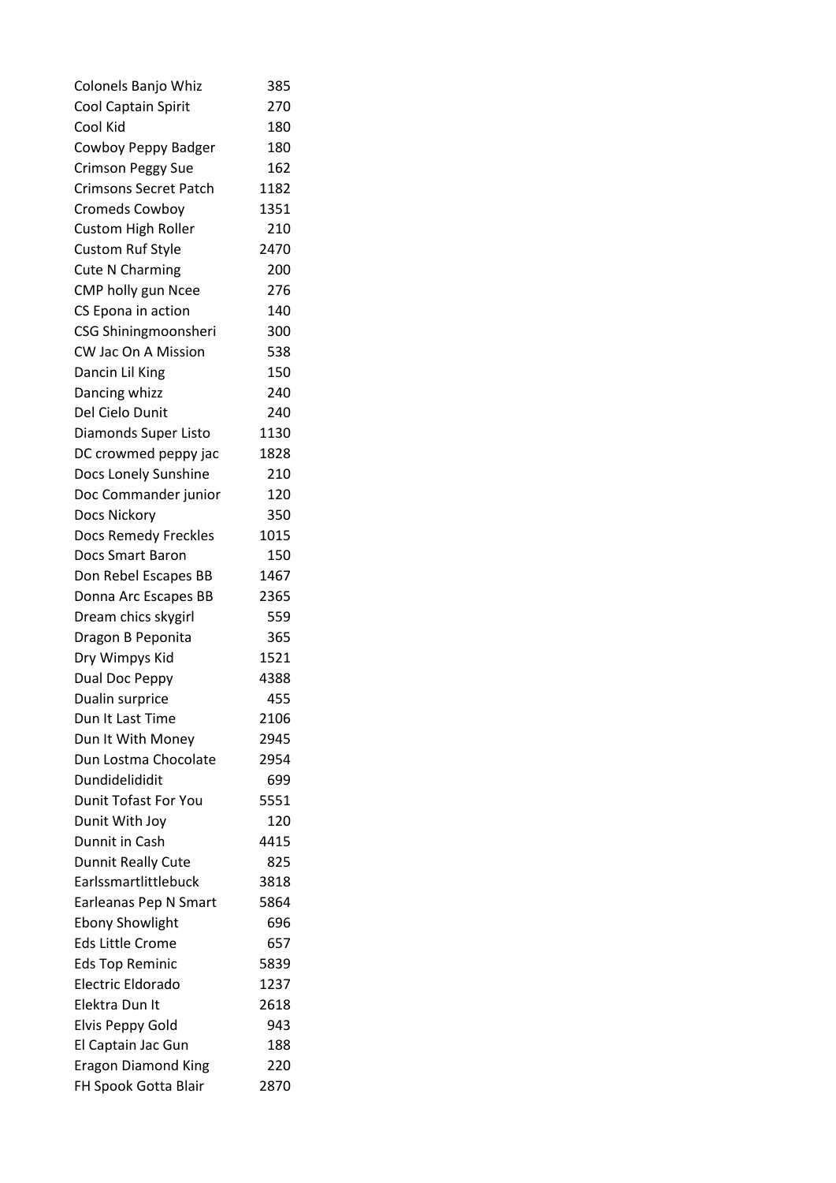| | |
|---|---|
| Colonels Banjo Whiz | 385 |
| Cool Captain Spirit | 270 |
| Cool Kid | 180 |
| Cowboy Peppy Badger | 180 |
| Crimson Peggy Sue | 162 |
| Crimsons Secret Patch | 1182 |
| Cromeds Cowboy | 1351 |
| Custom High Roller | 210 |
| Custom Ruf Style | 2470 |
| Cute N Charming | 200 |
| CMP holly gun Ncee | 276 |
| CS Epona in action | 140 |
| CSG Shiningmoonsheri | 300 |
| CW Jac On A Mission | 538 |
| Dancin Lil King | 150 |
| Dancing whizz | 240 |
| Del Cielo Dunit | 240 |
| Diamonds Super Listo | 1130 |
| DC crowmed peppy jac | 1828 |
| Docs Lonely Sunshine | 210 |
| Doc Commander junior | 120 |
| Docs Nickory | 350 |
| Docs Remedy Freckles | 1015 |
| Docs Smart Baron | 150 |
| Don Rebel Escapes BB | 1467 |
| Donna Arc Escapes BB | 2365 |
| Dream chics skygirl | 559 |
| Dragon B Peponita | 365 |
| Dry Wimpys Kid | 1521 |
| Dual Doc Peppy | 4388 |
| Dualin surprice | 455 |
| Dun It Last Time | 2106 |
| Dun It With Money | 2945 |
| Dun Lostma Chocolate | 2954 |
| Dundidelididit | 699 |
| Dunit Tofast For You | 5551 |
| Dunit With Joy | 120 |
| Dunnit in Cash | 4415 |
| Dunnit Really Cute | 825 |
| Earlssmartlittlebuck | 3818 |
| Earleanas Pep N Smart | 5864 |
| Ebony Showlight | 696 |
| Eds Little Crome | 657 |
| Eds Top Reminic | 5839 |
| Electric Eldorado | 1237 |
| Elektra Dun It | 2618 |
| Elvis Peppy Gold | 943 |
| El Captain Jac Gun | 188 |
| Eragon Diamond King | 220 |
| FH Spook Gotta Blair | 2870 |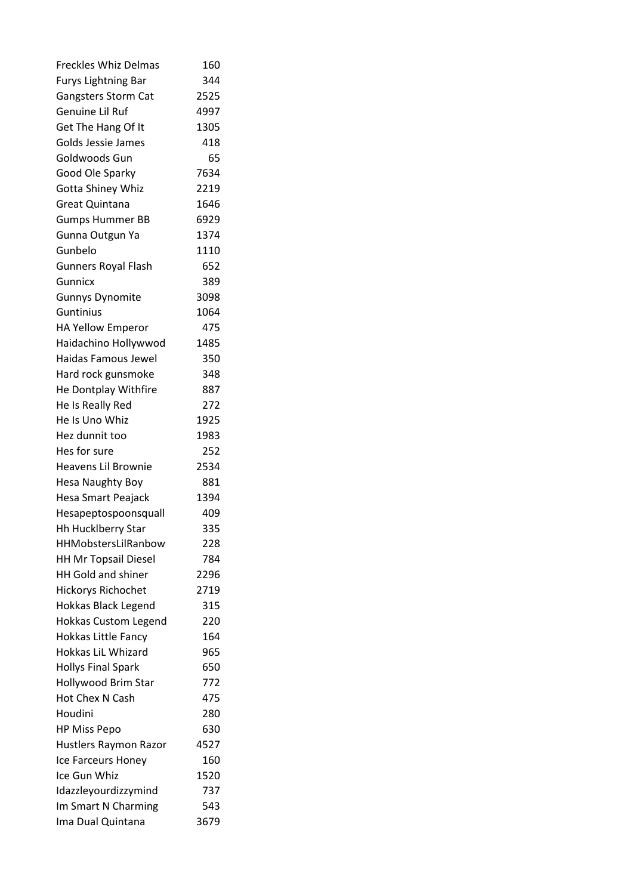| | |
|---|---|
| Freckles Whiz Delmas | 160 |
| Furys Lightning Bar | 344 |
| Gangsters Storm Cat | 2525 |
| Genuine Lil Ruf | 4997 |
| Get The Hang Of It | 1305 |
| Golds Jessie James | 418 |
| Goldwoods Gun | 65 |
| Good Ole Sparky | 7634 |
| Gotta Shiney Whiz | 2219 |
| Great Quintana | 1646 |
| Gumps Hummer BB | 6929 |
| Gunna Outgun Ya | 1374 |
| Gunbelo | 1110 |
| Gunners Royal Flash | 652 |
| Gunnicx | 389 |
| Gunnys Dynomite | 3098 |
| Guntinius | 1064 |
| HA Yellow Emperor | 475 |
| Haidachino Hollywwod | 1485 |
| Haidas Famous Jewel | 350 |
| Hard rock gunsmoke | 348 |
| He Dontplay Withfire | 887 |
| He Is Really Red | 272 |
| He Is Uno Whiz | 1925 |
| Hez dunnit too | 1983 |
| Hes for sure | 252 |
| Heavens Lil Brownie | 2534 |
| Hesa Naughty Boy | 881 |
| Hesa Smart Peajack | 1394 |
| Hesapeptospoonsquall | 409 |
| Hh Hucklberry Star | 335 |
| HHMobstersLilRanbow | 228 |
| HH Mr Topsail Diesel | 784 |
| HH Gold and shiner | 2296 |
| Hickorys Richochet | 2719 |
| Hokkas Black Legend | 315 |
| Hokkas Custom Legend | 220 |
| Hokkas Little Fancy | 164 |
| Hokkas LiL Whizard | 965 |
| Hollys Final Spark | 650 |
| Hollywood Brim Star | 772 |
| Hot Chex N Cash | 475 |
| Houdini | 280 |
| HP Miss Pepo | 630 |
| Hustlers Raymon Razor | 4527 |
| Ice Farceurs Honey | 160 |
| Ice Gun Whiz | 1520 |
| Idazzleyourdizzymind | 737 |
| Im Smart N Charming | 543 |
| Ima Dual Quintana | 3679 |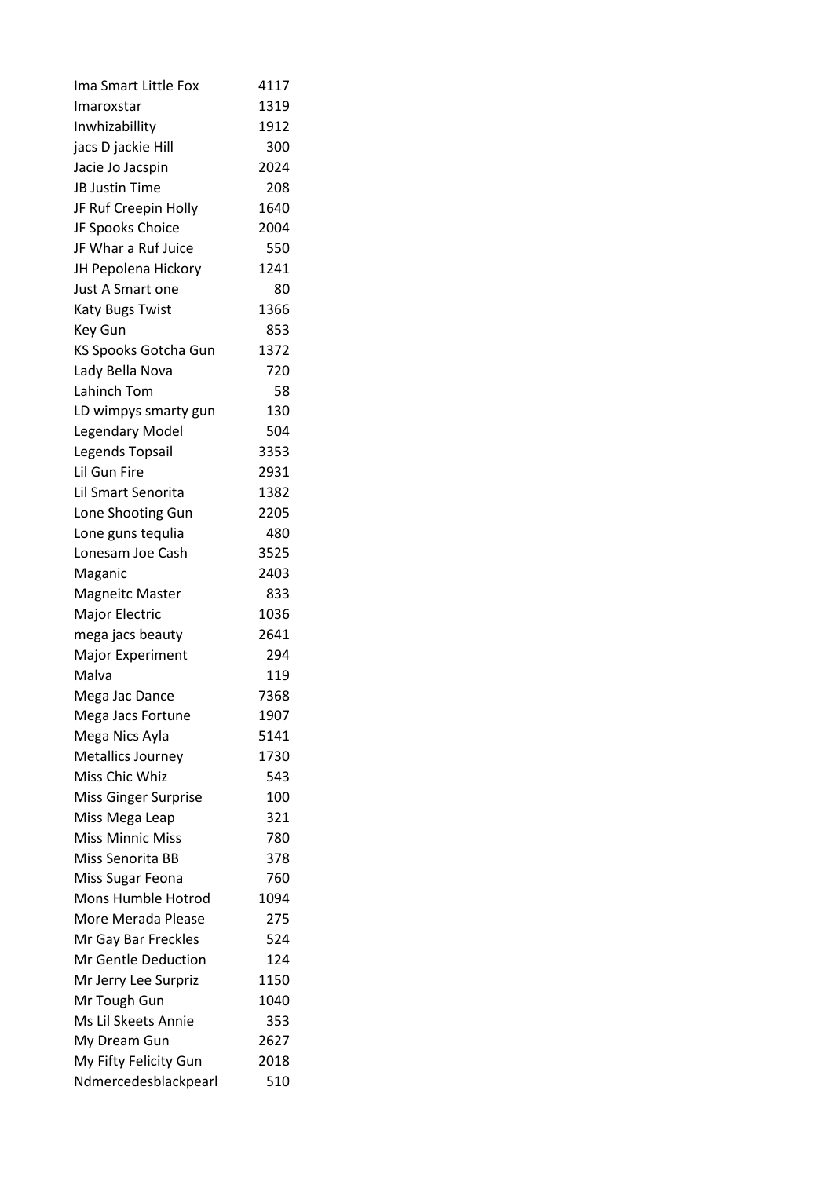| | |
|---|---|
| Ima Smart Little Fox | 4117 |
| Imaroxstar | 1319 |
| Inwhizabillity | 1912 |
| jacs D jackie Hill | 300 |
| Jacie Jo Jacspin | 2024 |
| JB Justin Time | 208 |
| JF Ruf Creepin Holly | 1640 |
| JF Spooks Choice | 2004 |
| JF Whar a Ruf Juice | 550 |
| JH Pepolena Hickory | 1241 |
| Just A Smart one | 80 |
| Katy Bugs Twist | 1366 |
| Key Gun | 853 |
| KS Spooks Gotcha Gun | 1372 |
| Lady Bella Nova | 720 |
| Lahinch Tom | 58 |
| LD wimpys smarty gun | 130 |
| Legendary Model | 504 |
| Legends Topsail | 3353 |
| Lil Gun Fire | 2931 |
| Lil Smart Senorita | 1382 |
| Lone Shooting Gun | 2205 |
| Lone guns tequlia | 480 |
| Lonesam Joe Cash | 3525 |
| Maganic | 2403 |
| Magneitc Master | 833 |
| Major Electric | 1036 |
| mega jacs beauty | 2641 |
| Major Experiment | 294 |
| Malva | 119 |
| Mega Jac Dance | 7368 |
| Mega Jacs Fortune | 1907 |
| Mega Nics Ayla | 5141 |
| Metallics Journey | 1730 |
| Miss Chic Whiz | 543 |
| Miss Ginger Surprise | 100 |
| Miss Mega Leap | 321 |
| Miss Minnic Miss | 780 |
| Miss Senorita BB | 378 |
| Miss Sugar Feona | 760 |
| Mons Humble Hotrod | 1094 |
| More Merada Please | 275 |
| Mr Gay Bar Freckles | 524 |
| Mr Gentle Deduction | 124 |
| Mr Jerry Lee Surpriz | 1150 |
| Mr Tough Gun | 1040 |
| Ms Lil Skeets Annie | 353 |
| My Dream Gun | 2627 |
| My Fifty Felicity Gun | 2018 |
| Ndmercedesblackpearl | 510 |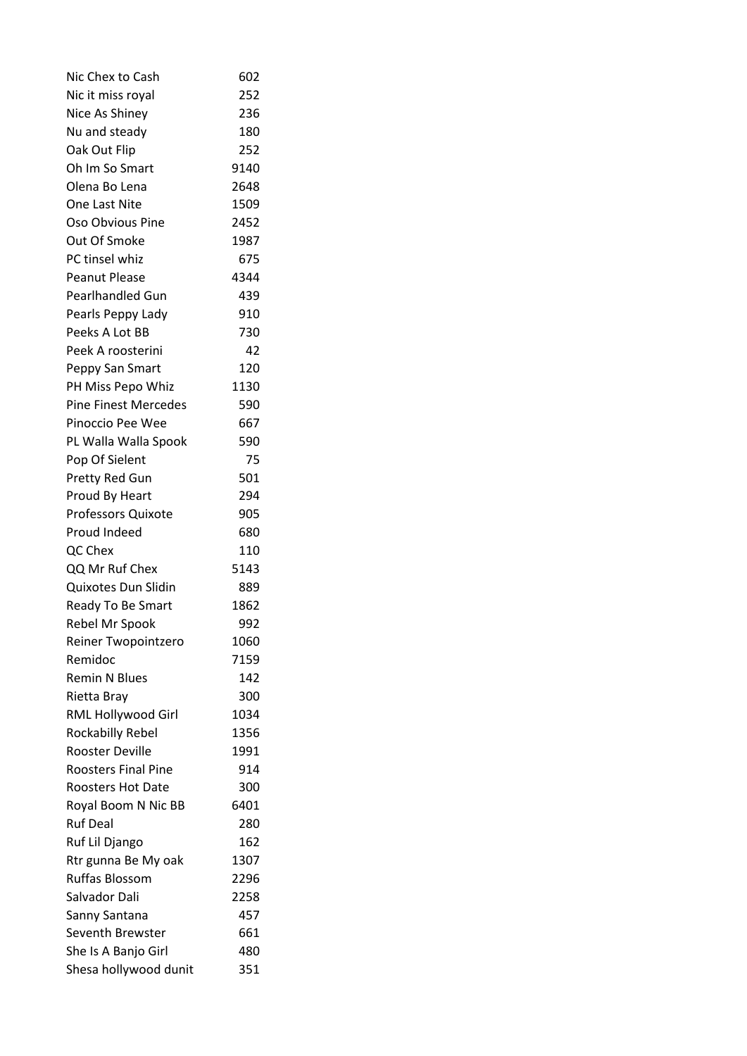| | |
|---|---|
| Nic Chex to Cash | 602 |
| Nic it miss royal | 252 |
| Nice As Shiney | 236 |
| Nu and steady | 180 |
| Oak Out Flip | 252 |
| Oh Im So Smart | 9140 |
| Olena Bo Lena | 2648 |
| One Last Nite | 1509 |
| Oso Obvious Pine | 2452 |
| Out Of Smoke | 1987 |
| PC tinsel whiz | 675 |
| Peanut Please | 4344 |
| Pearlhandled Gun | 439 |
| Pearls Peppy Lady | 910 |
| Peeks A Lot BB | 730 |
| Peek A roosterini | 42 |
| Peppy San Smart | 120 |
| PH Miss Pepo Whiz | 1130 |
| Pine Finest Mercedes | 590 |
| Pinoccio Pee Wee | 667 |
| PL Walla Walla Spook | 590 |
| Pop Of Sielent | 75 |
| Pretty Red Gun | 501 |
| Proud By Heart | 294 |
| Professors Quixote | 905 |
| Proud Indeed | 680 |
| QC Chex | 110 |
| QQ Mr Ruf Chex | 5143 |
| Quixotes Dun Slidin | 889 |
| Ready To Be Smart | 1862 |
| Rebel Mr Spook | 992 |
| Reiner Twopointzero | 1060 |
| Remidoc | 7159 |
| Remin N Blues | 142 |
| Rietta Bray | 300 |
| RML Hollywood Girl | 1034 |
| Rockabilly Rebel | 1356 |
| Rooster Deville | 1991 |
| Roosters Final Pine | 914 |
| Roosters Hot Date | 300 |
| Royal Boom N Nic BB | 6401 |
| Ruf Deal | 280 |
| Ruf Lil Django | 162 |
| Rtr gunna Be My oak | 1307 |
| Ruffas Blossom | 2296 |
| Salvador Dali | 2258 |
| Sanny Santana | 457 |
| Seventh Brewster | 661 |
| She Is A Banjo Girl | 480 |
| Shesa hollywood dunit | 351 |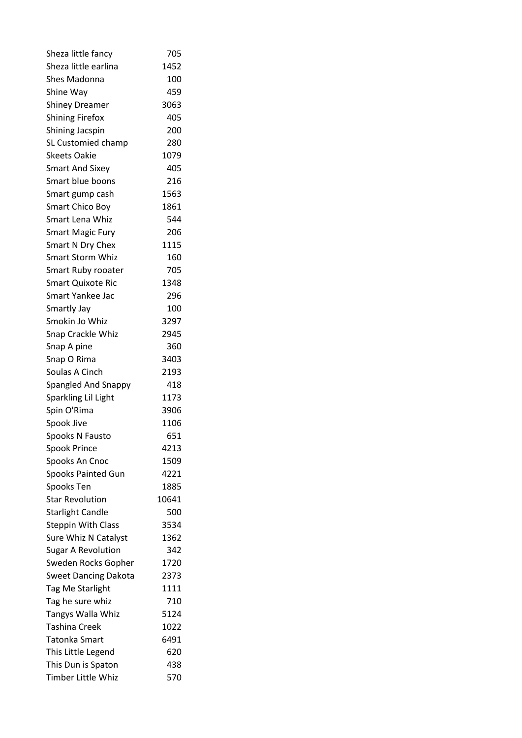| | |
|---|---|
| Sheza little fancy | 705 |
| Sheza little earlina | 1452 |
| Shes Madonna | 100 |
| Shine Way | 459 |
| Shiney Dreamer | 3063 |
| Shining Firefox | 405 |
| Shining Jacspin | 200 |
| SL Customied champ | 280 |
| Skeets Oakie | 1079 |
| Smart And Sixey | 405 |
| Smart blue boons | 216 |
| Smart gump cash | 1563 |
| Smart Chico Boy | 1861 |
| Smart Lena Whiz | 544 |
| Smart Magic Fury | 206 |
| Smart N Dry Chex | 1115 |
| Smart Storm Whiz | 160 |
| Smart Ruby rooater | 705 |
| Smart Quixote Ric | 1348 |
| Smart Yankee Jac | 296 |
| Smartly Jay | 100 |
| Smokin Jo Whiz | 3297 |
| Snap Crackle Whiz | 2945 |
| Snap A pine | 360 |
| Snap O Rima | 3403 |
| Soulas A Cinch | 2193 |
| Spangled And Snappy | 418 |
| Sparkling Lil Light | 1173 |
| Spin O'Rima | 3906 |
| Spook Jive | 1106 |
| Spooks N Fausto | 651 |
| Spook Prince | 4213 |
| Spooks An Cnoc | 1509 |
| Spooks Painted Gun | 4221 |
| Spooks Ten | 1885 |
| Star Revolution | 10641 |
| Starlight Candle | 500 |
| Steppin With Class | 3534 |
| Sure Whiz N Catalyst | 1362 |
| Sugar A Revolution | 342 |
| Sweden Rocks Gopher | 1720 |
| Sweet Dancing Dakota | 2373 |
| Tag Me Starlight | 1111 |
| Tag he sure whiz | 710 |
| Tangys Walla Whiz | 5124 |
| Tashina Creek | 1022 |
| Tatonka Smart | 6491 |
| This Little Legend | 620 |
| This Dun is Spaton | 438 |
| Timber Little Whiz | 570 |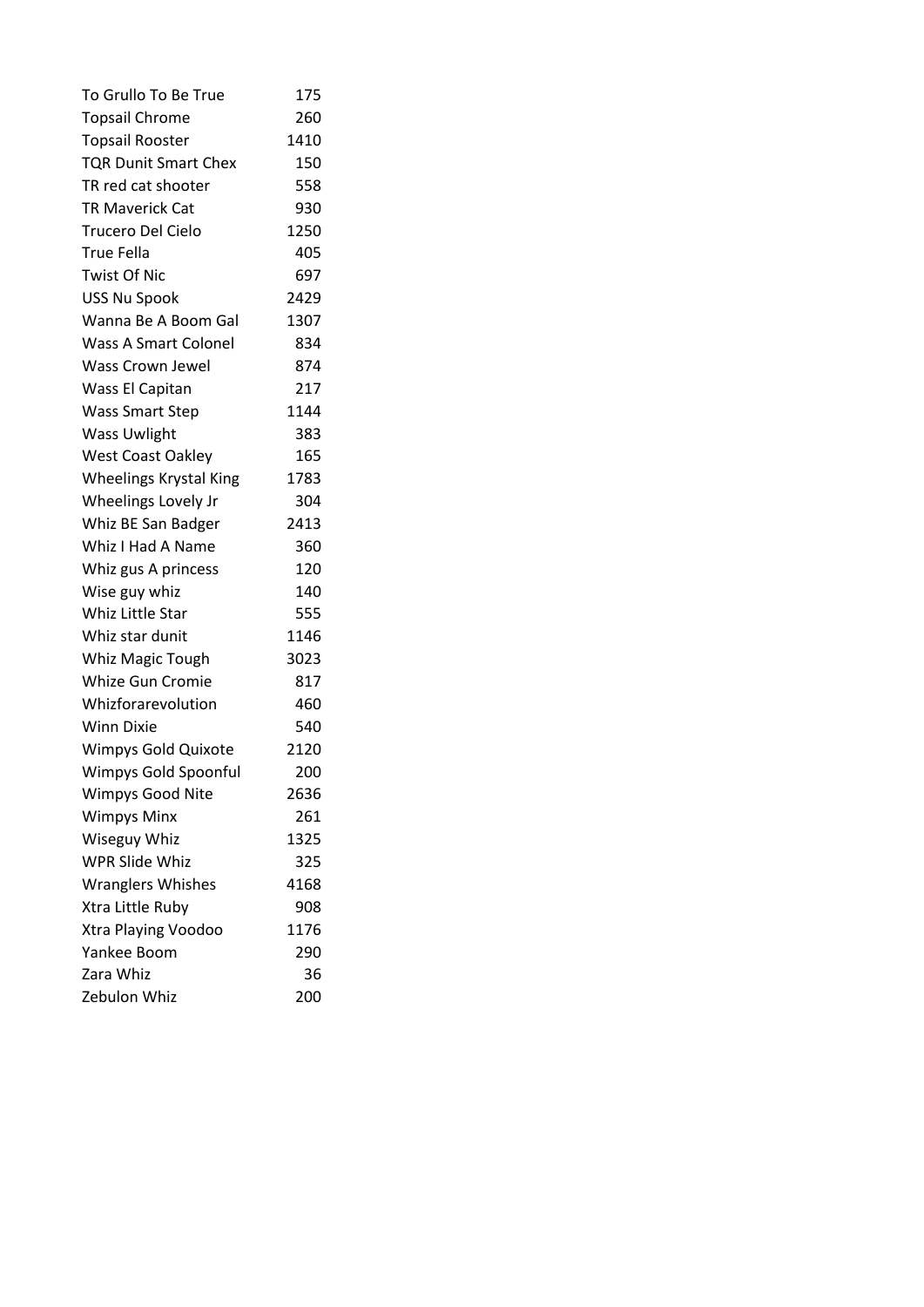| | |
|---|---|
| To Grullo To Be True | 175 |
| Topsail Chrome | 260 |
| Topsail Rooster | 1410 |
| TQR Dunit Smart Chex | 150 |
| TR red cat shooter | 558 |
| TR Maverick Cat | 930 |
| Trucero Del Cielo | 1250 |
| True Fella | 405 |
| Twist Of Nic | 697 |
| USS Nu Spook | 2429 |
| Wanna Be A Boom Gal | 1307 |
| Wass A Smart Colonel | 834 |
| Wass Crown Jewel | 874 |
| Wass El Capitan | 217 |
| Wass Smart Step | 1144 |
| Wass Uwlight | 383 |
| West Coast Oakley | 165 |
| Wheelings Krystal King | 1783 |
| Wheelings Lovely Jr | 304 |
| Whiz BE San Badger | 2413 |
| Whiz I Had A Name | 360 |
| Whiz gus A princess | 120 |
| Wise guy whiz | 140 |
| Whiz Little Star | 555 |
| Whiz star dunit | 1146 |
| Whiz Magic Tough | 3023 |
| Whize Gun Cromie | 817 |
| Whizforarevolution | 460 |
| Winn Dixie | 540 |
| Wimpys Gold Quixote | 2120 |
| Wimpys Gold Spoonful | 200 |
| Wimpys Good Nite | 2636 |
| Wimpys Minx | 261 |
| Wiseguy Whiz | 1325 |
| WPR Slide Whiz | 325 |
| Wranglers Whishes | 4168 |
| Xtra Little Ruby | 908 |
| Xtra Playing Voodoo | 1176 |
| Yankee Boom | 290 |
| Zara Whiz | 36 |
| Zebulon Whiz | 200 |